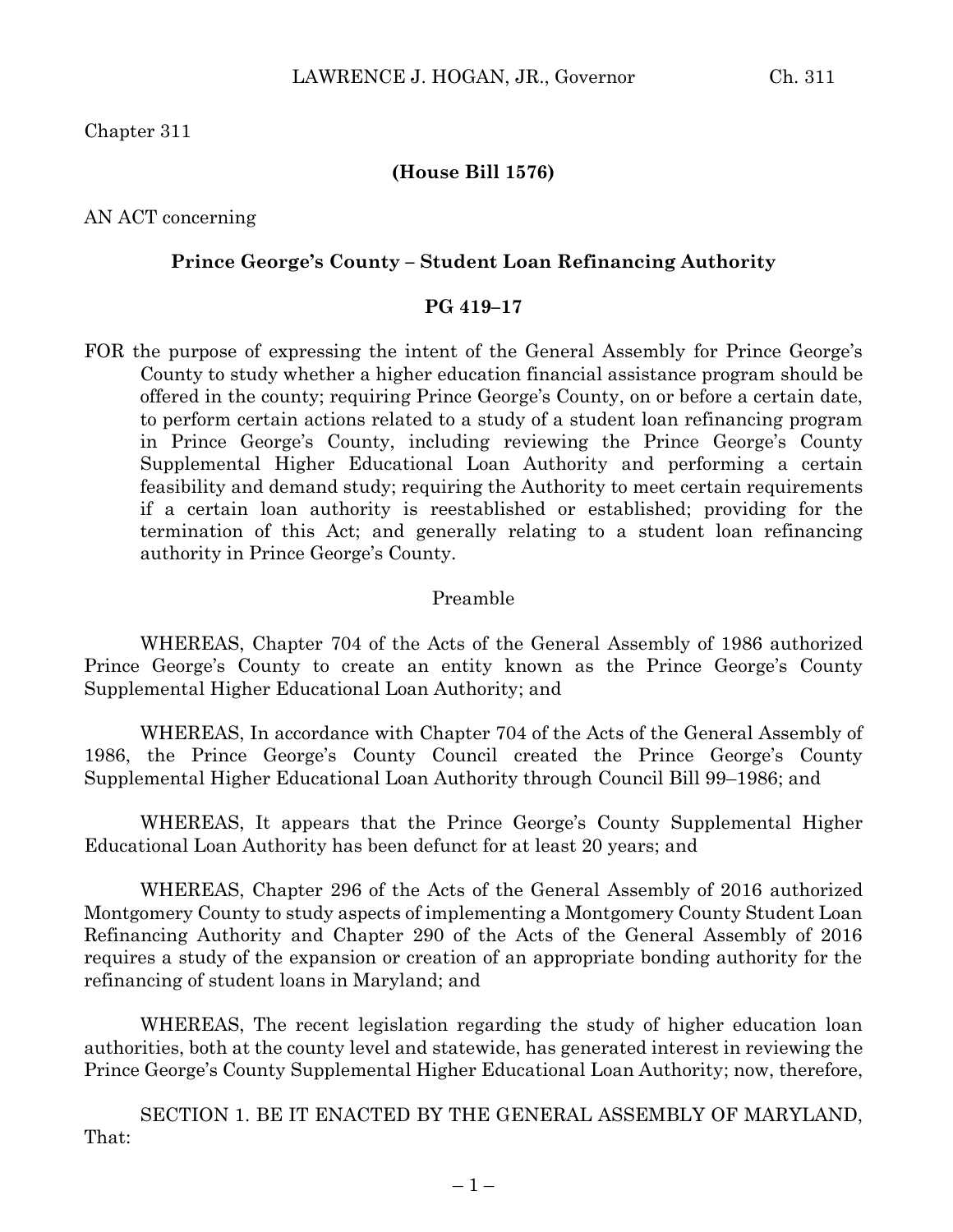Chapter 311

**(House Bill 1576)**

AN ACT concerning

**Prince George's County – Student Loan Refinancing Authority**

**PG 419–17**

FOR the purpose of expressing the intent of the General Assembly for Prince George's County to study whether a higher education financial assistance program should be offered in the county; requiring Prince George's County, on or before a certain date, to perform certain actions related to a study of a student loan refinancing program in Prince George's County, including reviewing the Prince George's County Supplemental Higher Educational Loan Authority and performing a certain feasibility and demand study; requiring the Authority to meet certain requirements if a certain loan authority is reestablished or established; providing for the termination of this Act; and generally relating to a student loan refinancing authority in Prince George's County.

Preamble

WHEREAS, Chapter 704 of the Acts of the General Assembly of 1986 authorized Prince George's County to create an entity known as the Prince George's County Supplemental Higher Educational Loan Authority; and

WHEREAS, In accordance with Chapter 704 of the Acts of the General Assembly of 1986, the Prince George's County Council created the Prince George's County Supplemental Higher Educational Loan Authority through Council Bill 99–1986; and

WHEREAS, It appears that the Prince George's County Supplemental Higher Educational Loan Authority has been defunct for at least 20 years; and

WHEREAS, Chapter 296 of the Acts of the General Assembly of 2016 authorized Montgomery County to study aspects of implementing a Montgomery County Student Loan Refinancing Authority and Chapter 290 of the Acts of the General Assembly of 2016 requires a study of the expansion or creation of an appropriate bonding authority for the refinancing of student loans in Maryland; and

WHEREAS, The recent legislation regarding the study of higher education loan authorities, both at the county level and statewide, has generated interest in reviewing the Prince George's County Supplemental Higher Educational Loan Authority; now, therefore,

SECTION 1. BE IT ENACTED BY THE GENERAL ASSEMBLY OF MARYLAND, That: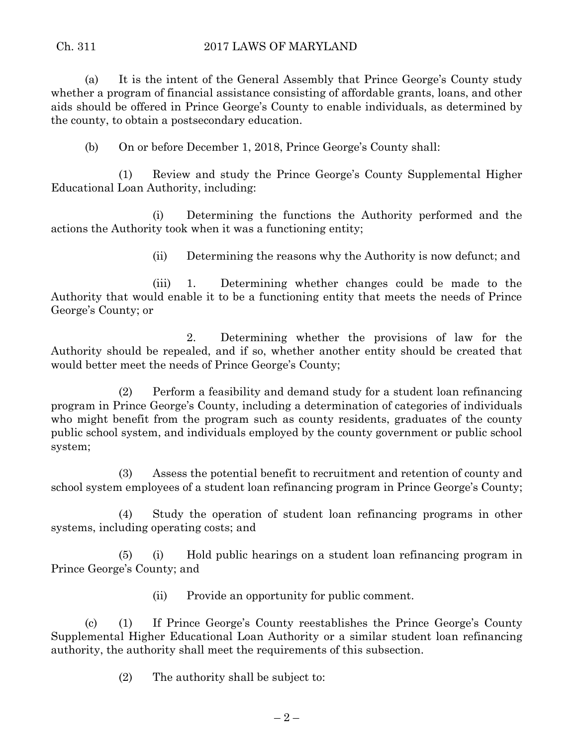(a) It is the intent of the General Assembly that Prince George's County study whether a program of financial assistance consisting of affordable grants, loans, and other aids should be offered in Prince George's County to enable individuals, as determined by the county, to obtain a postsecondary education.

(b) On or before December 1, 2018, Prince George's County shall:

(1) Review and study the Prince George's County Supplemental Higher Educational Loan Authority, including:

(i) Determining the functions the Authority performed and the actions the Authority took when it was a functioning entity;

(ii) Determining the reasons why the Authority is now defunct; and

(iii) 1. Determining whether changes could be made to the Authority that would enable it to be a functioning entity that meets the needs of Prince George's County; or

2. Determining whether the provisions of law for the Authority should be repealed, and if so, whether another entity should be created that would better meet the needs of Prince George's County;

(2) Perform a feasibility and demand study for a student loan refinancing program in Prince George's County, including a determination of categories of individuals who might benefit from the program such as county residents, graduates of the county public school system, and individuals employed by the county government or public school system;

(3) Assess the potential benefit to recruitment and retention of county and school system employees of a student loan refinancing program in Prince George's County;

(4) Study the operation of student loan refinancing programs in other systems, including operating costs; and

(5) (i) Hold public hearings on a student loan refinancing program in Prince George's County; and

(ii) Provide an opportunity for public comment.

(c) (1) If Prince George's County reestablishes the Prince George's County Supplemental Higher Educational Loan Authority or a similar student loan refinancing authority, the authority shall meet the requirements of this subsection.

(2) The authority shall be subject to: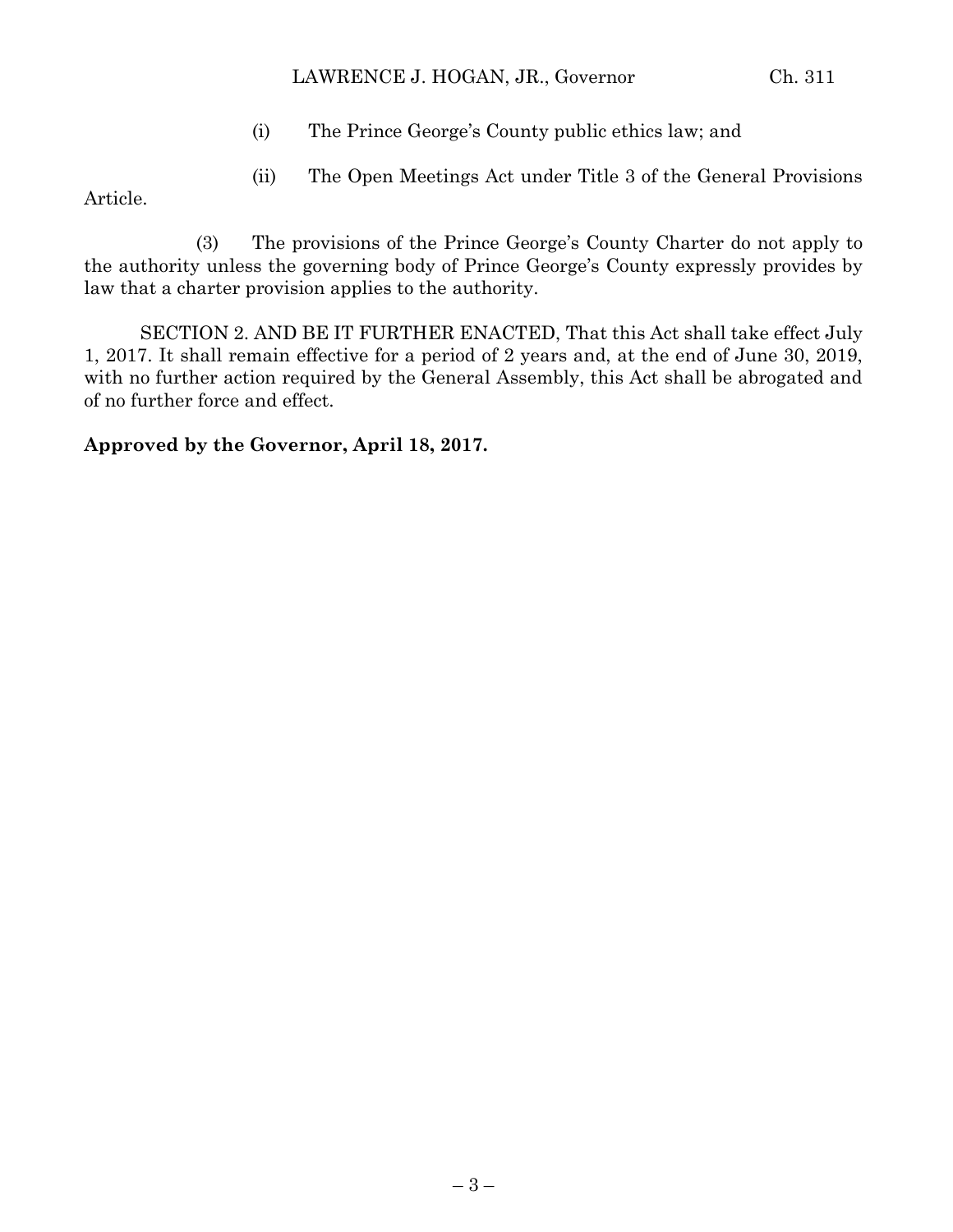(i) The Prince George's County public ethics law; and

(ii) The Open Meetings Act under Title 3 of the General Provisions Article.

(3) The provisions of the Prince George's County Charter do not apply to the authority unless the governing body of Prince George's County expressly provides by law that a charter provision applies to the authority.

SECTION 2. AND BE IT FURTHER ENACTED, That this Act shall take effect July 1, 2017. It shall remain effective for a period of 2 years and, at the end of June 30, 2019, with no further action required by the General Assembly, this Act shall be abrogated and of no further force and effect.

**Approved by the Governor, April 18, 2017.**